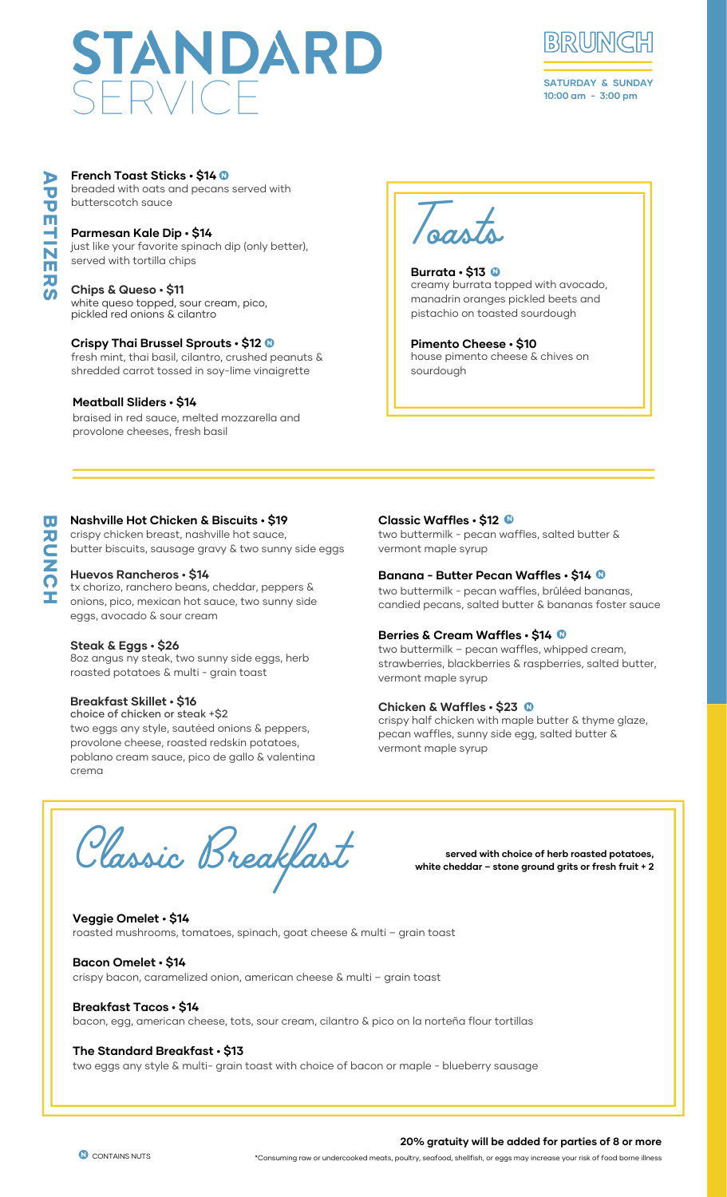# STANDARD SERVICE

## BRUNCH

**SATURDAY & SUNDAY**
**10:00 am - 3:00 pm**

## APPETIZERS

**French Toast Sticks • $14** (N)
breaded with oats and pecans served with butterscotch sauce

**Parmesan Kale Dip • $14**
just like your favorite spinach dip (only better), served with tortilla chips

**Chips & Queso • $11**
white queso topped, sour cream, pico, pickled red onions & cilantro

**Crispy Thai Brussel Sprouts • $12** (N)
fresh mint, thai basil, cilantro, crushed peanuts & shredded carrot tossed in soy-lime vinaigrette

**Meatball Sliders • $14**
braised in red sauce, melted mozzarella and provolone cheeses, fresh basil

## Toasts

**Burrata • $13** (N)
creamy burrata topped with avocado, manadrin oranges pickled beets and pistachio on toasted sourdough

**Pimento Cheese • $10**
house pimento cheese & chives on sourdough

## BRUNCH

**Nashville Hot Chicken & Biscuits • $19**
crispy chicken breast, nashville hot sauce, butter biscuits, sausage gravy & two sunny side eggs

**Huevos Rancheros • $14**
tx chorizo, ranchero beans, cheddar, peppers & onions, pico, mexican hot sauce, two sunny side eggs, avocado & sour cream

**Steak & Eggs • $26**
8oz angus ny steak, two sunny side eggs, herb roasted potatoes & multi - grain toast

**Breakfast Skillet • $16**
choice of chicken or steak +$2
two eggs any style, sautéed onions & peppers, provolone cheese, roasted redskin potatoes, poblano cream sauce, pico de gallo & valentina crema

**Classic Waffles • $12** (N)
two buttermilk - pecan waffles, salted butter & vermont maple syrup

**Banana - Butter Pecan Waffles • $14** (N)
two buttermilk - pecan waffles, brûléed bananas, candied pecans, salted butter & bananas foster sauce

**Berries & Cream Waffles • $14** (N)
two buttermilk – pecan waffles, whipped cream, strawberries, blackberries & raspberries, salted butter, vermont maple syrup

**Chicken & Waffles • $23** (N)
crispy half chicken with maple butter & thyme glaze, pecan waffles, sunny side egg, salted butter & vermont maple syrup

## Classic Breakfast

**served with choice of herb roasted potatoes, white cheddar – stone ground grits or fresh fruit + 2**

**Veggie Omelet • $14**
roasted mushrooms, tomatoes, spinach, goat cheese & multi – grain toast

**Bacon Omelet • $14**
crispy bacon, caramelized onion, american cheese & multi – grain toast

**Breakfast Tacos • $14**
bacon, egg, american cheese, tots, sour cream, cilantro & pico on la norteña flour tortillas

**The Standard Breakfast • $13**
two eggs any style & multi- grain toast with choice of bacon or maple - blueberry sausage

**20% gratuity will be added for parties of 8 or more**

(N) CONTAINS NUTS

*Consuming raw or undercooked meats, poultry, seafood, shellfish, or eggs may increase your risk of food borne illness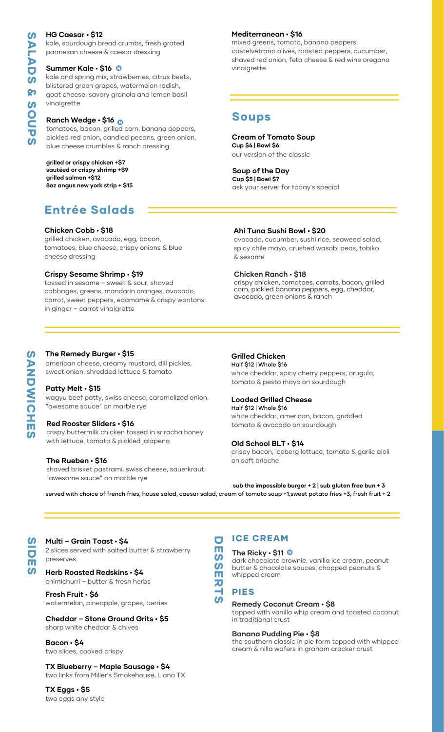## SALADS & SOUPS

**HG Caesar • $12**
kale, sourdough bread crumbs, fresh grated parmesan cheese & caesar dressing

**Summer Kale • $16** (N)
kale and spring mix, strawberries, citrus beets, blistered green grapes, watermelon radish, goat cheese, savory granola and lemon basil vinaigrette

**Ranch Wedge • $16** (N)
tomatoes, bacon, grilled corn, banana peppers, pickled red onion, candied pecans, green onion, blue cheese crumbles & ranch dressing

**grilled or crispy chicken +$7**
**sautéed or crispy shrimp +$9**
**grilled salmon +$12**
**8oz angus new york strip + $15**

**Mediterranean • $16**
mixed greens, tomato, banana peppers, castelvetrano olives, roasted peppers, cucumber, shaved red onion, feta cheese & red wine oregano vinaigrette

## Soups

**Cream of Tomato Soup**
**Cup $4 | Bowl $6**
our version of the classic

**Soup of the Day**
**Cup $5 | Bowl $7**
ask your server for today's special

## Entrée Salads

**Chicken Cobb • $18**
grilled chicken, avocado, egg, bacon, tomatoes, blue cheese, crispy onions & blue cheese dressing

**Crispy Sesame Shrimp • $19**
tossed in sesame – sweet & sour, shaved cabbages, greens, mandarin oranges, avocado, carrot, sweet peppers, edamame & crispy wontons in ginger – carrot vinaigrette

**Ahi Tuna Sushi Bowl • $20**
avocado, cucumber, sushi rice, seaweed salad, spicy chile mayo, crushed wasabi peas, tobiko & sesame

**Chicken Ranch • $18**
crispy chicken, tomatoes, carrots, bacon, grilled corn, pickled banana peppers, egg, cheddar, avocado, green onions & ranch

## SANDWICHES

**The Remedy Burger • $15**
american cheese, creamy mustard, dill pickles, sweet onion, shredded lettuce & tomato

**Patty Melt • $15**
wagyu beef patty, swiss cheese, caramelized onion, "awesome sauce" on marble rye

**Red Rooster Sliders • $16**
crispy buttermilk chicken tossed in sriracha honey with lettuce, tomato & pickled jalapeno

**The Rueben • $16**
shaved brisket pastrami, swiss cheese, sauerkraut, "awesome sauce" on marble rye

**Grilled Chicken**
**Half $12 | Whole $16**
white cheddar, spicy cherry peppers, arugula, tomato & pesto mayo on sourdough

**Loaded Grilled Cheese**
**Half $12 | Whole $16**
white cheddar, american, bacon, griddled tomato & avocado on sourdough

**Old School BLT • $14**
crispy bacon, iceberg lettuce, tomato & garlic aioli on soft brioche

**sub the impossible burger + 2 | sub gluten free bun + 3**

**served with choice of french fries, house salad, caesar salad, cream of tomato soup +1,sweet potato fries +3, fresh fruit + 2**

## SIDES

**Multi – Grain Toast • $4**
2 slices served with salted butter & strawberry preserves

**Herb Roasted Redskins • $4**
chimichurri – butter & fresh herbs

**Fresh Fruit • $6**
watermelon, pineapple, grapes, berries

**Cheddar – Stone Ground Grits • $5**
sharp white cheddar & chives

**Bacon • $4**
two slices, cooked crispy

**TX Blueberry – Maple Sausage • $4**
two links from Miller's Smokehouse, Llano TX

**TX Eggs • $5**
two eggs any style

## DESSERTS

### ICE CREAM

**The Ricky • $11** (N)
dark chocolate brownie, vanilla ice cream, peanut butter & chocolate sauces, chopped peanuts & whipped cream

### PIES

**Remedy Coconut Cream • $8**
topped with vanilla whip cream and toasted coconut in traditional crust

**Banana Pudding Pie • $8**
the southern classic in pie form topped with whipped cream & nilla wafers in graham cracker crust